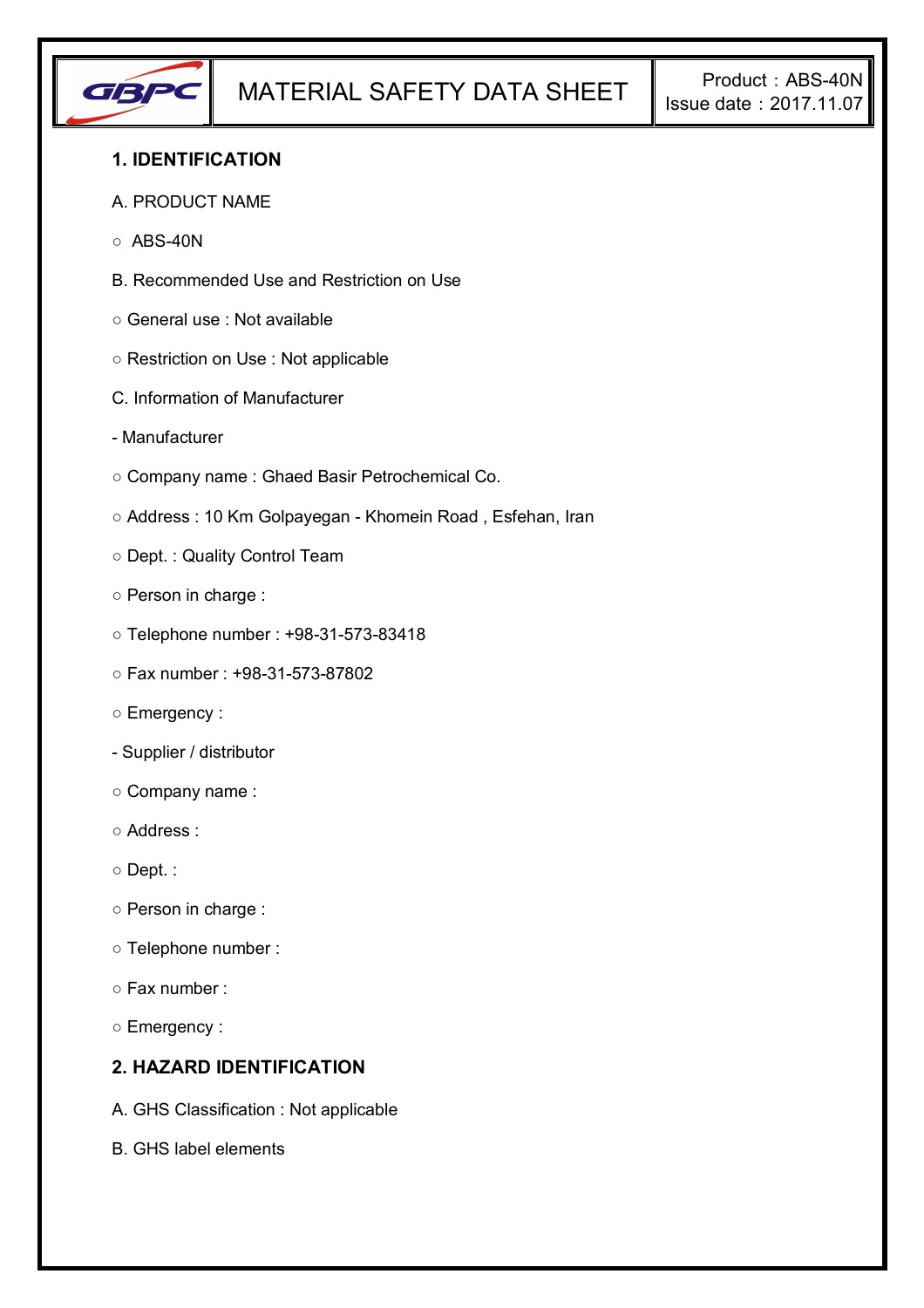# MATERIAL SAFETY DATA SHEET

Product：ABS-40N
Issue date：2017.11.07

## 1. IDENTIFICATION

A. PRODUCT NAME

○ ABS-40N

B. Recommended Use and Restriction on Use

○ General use : Not available

○ Restriction on Use : Not applicable

C. Information of Manufacturer

- Manufacturer

○ Company name : Ghaed Basir Petrochemical Co.

○ Address : 10 Km Golpayegan - Khomein Road , Esfehan, Iran

○ Dept. : Quality Control Team

○ Person in charge :

○ Telephone number : +98-31-573-83418

○ Fax number : +98-31-573-87802

○ Emergency :

- Supplier / distributor

○ Company name :

○ Address :

○ Dept. :

○ Person in charge :

○ Telephone number :

○ Fax number :

○ Emergency :

## 2. HAZARD IDENTIFICATION

A. GHS Classification : Not applicable

B. GHS label elements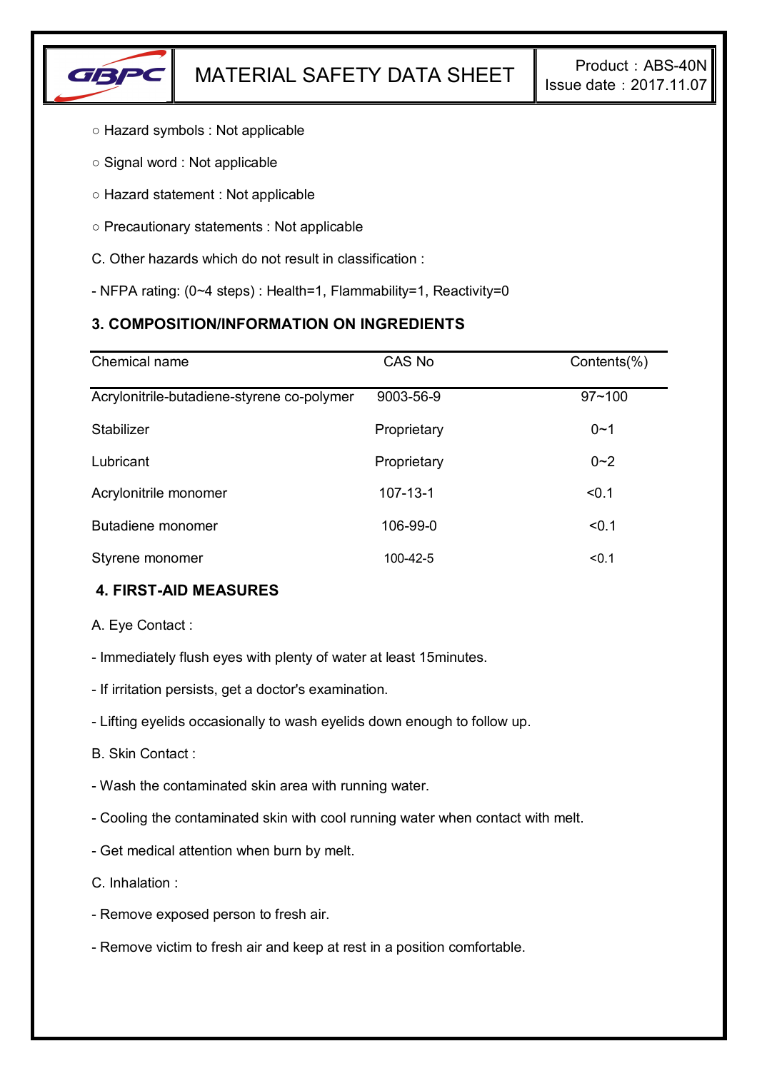○ Hazard symbols : Not applicable

○ Signal word : Not applicable

○ Hazard statement : Not applicable

○ Precautionary statements : Not applicable

C. Other hazards which do not result in classification :

- NFPA rating: (0~4 steps) : Health=1, Flammability=1, Reactivity=0

### 3. COMPOSITION/INFORMATION ON INGREDIENTS

| Chemical name | CAS No | Contents(%) |
|---|---|---|
| Acrylonitrile-butadiene-styrene co-polymer | 9003-56-9 | 97~100 |
| Stabilizer | Proprietary | 0~1 |
| Lubricant | Proprietary | 0~2 |
| Acrylonitrile monomer | 107-13-1 | <0.1 |
| Butadiene monomer | 106-99-0 | <0.1 |
| Styrene monomer | 100-42-5 | <0.1 |

### 4. FIRST-AID MEASURES

A. Eye Contact :

- Immediately flush eyes with plenty of water at least 15minutes.
- If irritation persists, get a doctor's examination.
- Lifting eyelids occasionally to wash eyelids down enough to follow up.

B. Skin Contact :

- Wash the contaminated skin area with running water.
- Cooling the contaminated skin with cool running water when contact with melt.
- Get medical attention when burn by melt.

C. Inhalation :

- Remove exposed person to fresh air.
- Remove victim to fresh air and keep at rest in a position comfortable.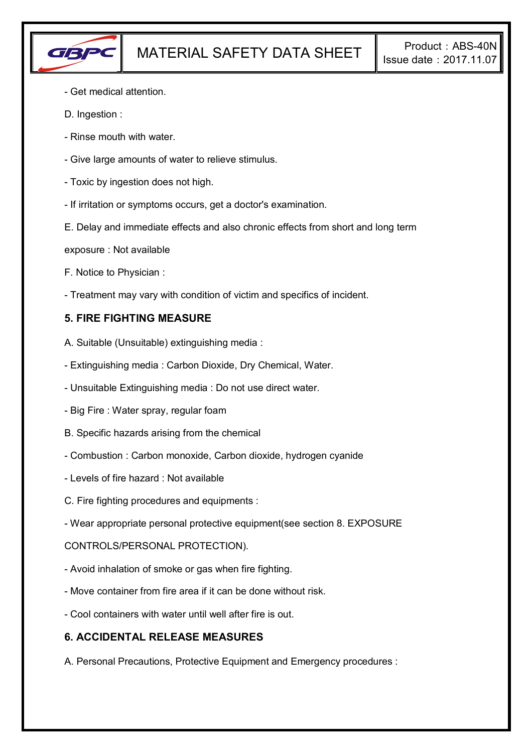- Get medical attention.

D. Ingestion :

- Rinse mouth with water.

- Give large amounts of water to relieve stimulus.

- Toxic by ingestion does not high.

- If irritation or symptoms occurs, get a doctor's examination.

E. Delay and immediate effects and also chronic effects from short and long term exposure : Not available

F. Notice to Physician :

- Treatment may vary with condition of victim and specifics of incident.

## 5. FIRE FIGHTING MEASURE

A. Suitable (Unsuitable) extinguishing media :

- Extinguishing media : Carbon Dioxide, Dry Chemical, Water.

- Unsuitable Extinguishing media : Do not use direct water.

- Big Fire : Water spray, regular foam

B. Specific hazards arising from the chemical

- Combustion : Carbon monoxide, Carbon dioxide, hydrogen cyanide

- Levels of fire hazard : Not available

C. Fire fighting procedures and equipments :

- Wear appropriate personal protective equipment(see section 8. EXPOSURE CONTROLS/PERSONAL PROTECTION).

- Avoid inhalation of smoke or gas when fire fighting.

- Move container from fire area if it can be done without risk.

- Cool containers with water until well after fire is out.

## 6. ACCIDENTAL RELEASE MEASURES

A. Personal Precautions, Protective Equipment and Emergency procedures :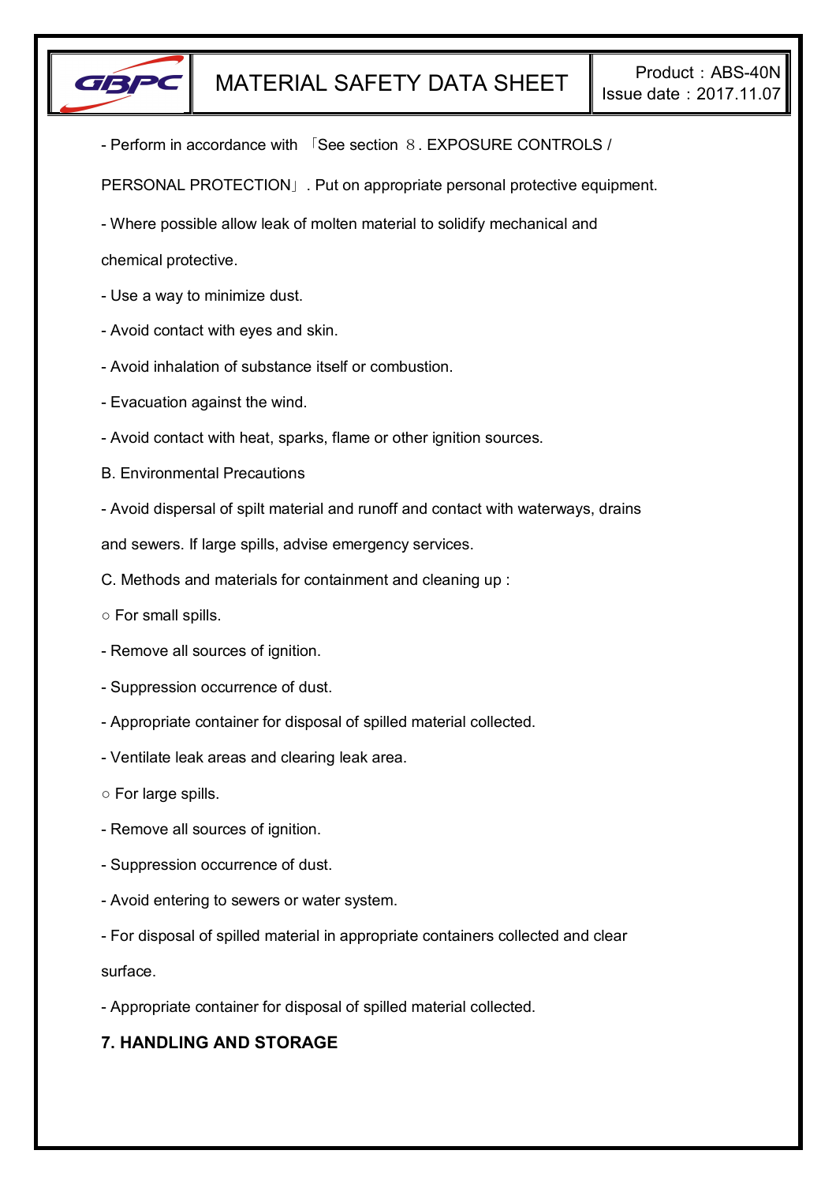- Perform in accordance with 「See section ８. EXPOSURE CONTROLS / PERSONAL PROTECTION」. Put on appropriate personal protective equipment.

- Where possible allow leak of molten material to solidify mechanical and chemical protective.

- Use a way to minimize dust.

- Avoid contact with eyes and skin.

- Avoid inhalation of substance itself or combustion.

- Evacuation against the wind.

- Avoid contact with heat, sparks, flame or other ignition sources.

B. Environmental Precautions

- Avoid dispersal of spilt material and runoff and contact with waterways, drains and sewers. If large spills, advise emergency services.

C. Methods and materials for containment and cleaning up :

○ For small spills.

- Remove all sources of ignition.

- Suppression occurrence of dust.

- Appropriate container for disposal of spilled material collected.

- Ventilate leak areas and clearing leak area.

○ For large spills.

- Remove all sources of ignition.

- Suppression occurrence of dust.

- Avoid entering to sewers or water system.

- For disposal of spilled material in appropriate containers collected and clear surface.

- Appropriate container for disposal of spilled material collected.

## 7. HANDLING AND STORAGE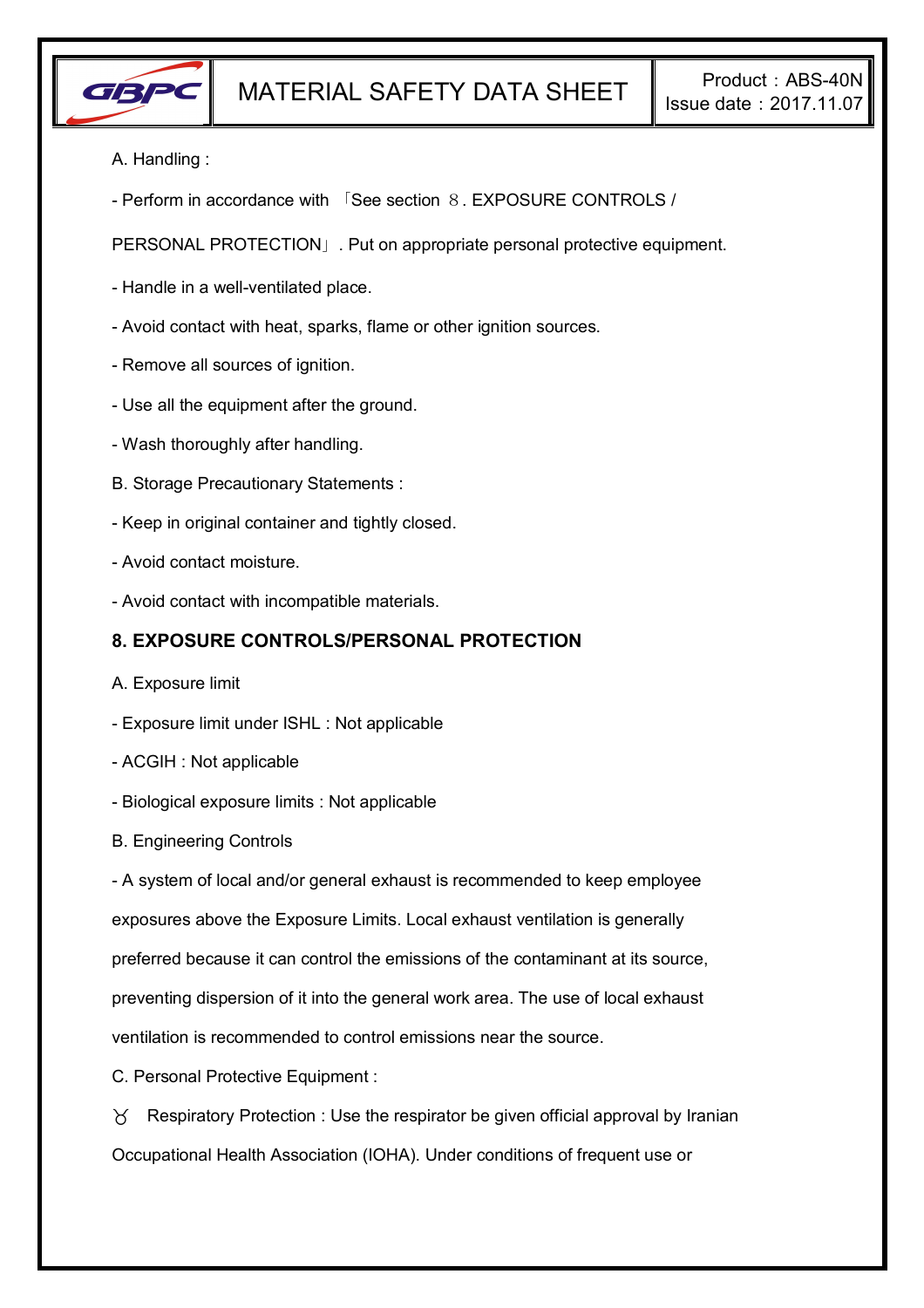A. Handling :

- Perform in accordance with 「See section ８. EXPOSURE CONTROLS / PERSONAL PROTECTION」. Put on appropriate personal protective equipment.

- Handle in a well-ventilated place.

- Avoid contact with heat, sparks, flame or other ignition sources.

- Remove all sources of ignition.

- Use all the equipment after the ground.

- Wash thoroughly after handling.

B. Storage Precautionary Statements :

- Keep in original container and tightly closed.

- Avoid contact moisture.

- Avoid contact with incompatible materials.

## 8. EXPOSURE CONTROLS/PERSONAL PROTECTION

A. Exposure limit

- Exposure limit under ISHL : Not applicable

- ACGIH : Not applicable

- Biological exposure limits : Not applicable

B. Engineering Controls

- A system of local and/or general exhaust is recommended to keep employee exposures above the Exposure Limits. Local exhaust ventilation is generally preferred because it can control the emissions of the contaminant at its source, preventing dispersion of it into the general work area. The use of local exhaust ventilation is recommended to control emissions near the source.

C. Personal Protective Equipment :

♉ Respiratory Protection : Use the respirator be given official approval by Iranian Occupational Health Association (IOHA). Under conditions of frequent use or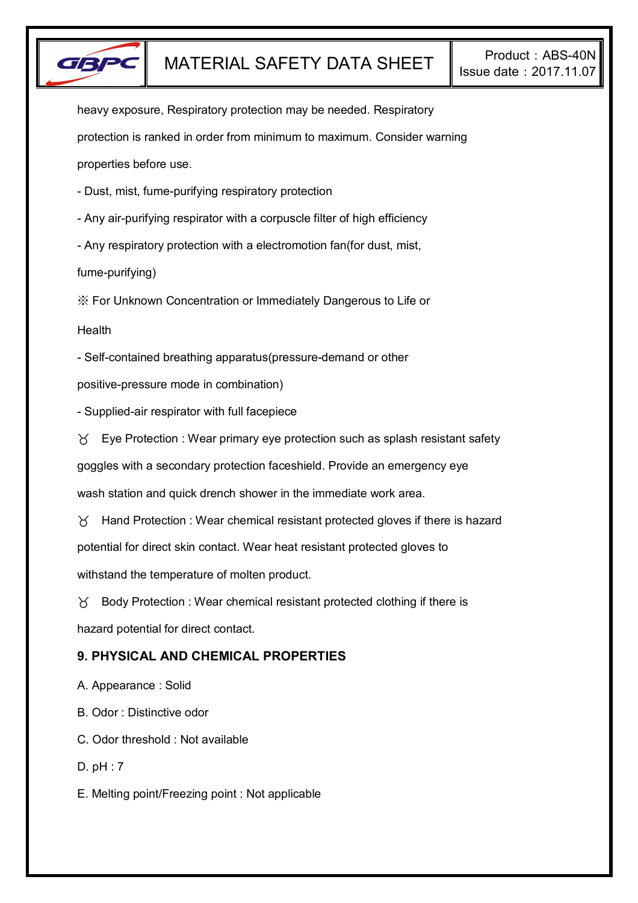heavy exposure, Respiratory protection may be needed. Respiratory protection is ranked in order from minimum to maximum. Consider warning properties before use.

- Dust, mist, fume-purifying respiratory protection
- Any air-purifying respirator with a corpuscle filter of high efficiency
- Any respiratory protection with a electromotion fan(for dust, mist, fume-purifying)

※ For Unknown Concentration or Immediately Dangerous to Life or Health

- Self-contained breathing apparatus(pressure-demand or other positive-pressure mode in combination)
- Supplied-air respirator with full facepiece

♉ Eye Protection : Wear primary eye protection such as splash resistant safety goggles with a secondary protection faceshield. Provide an emergency eye wash station and quick drench shower in the immediate work area.

♉ Hand Protection : Wear chemical resistant protected gloves if there is hazard potential for direct skin contact. Wear heat resistant protected gloves to withstand the temperature of molten product.

♉ Body Protection : Wear chemical resistant protected clothing if there is hazard potential for direct contact.

## 9. PHYSICAL AND CHEMICAL PROPERTIES

A. Appearance : Solid

B. Odor : Distinctive odor

C. Odor threshold : Not available

D. pH : 7

E. Melting point/Freezing point : Not applicable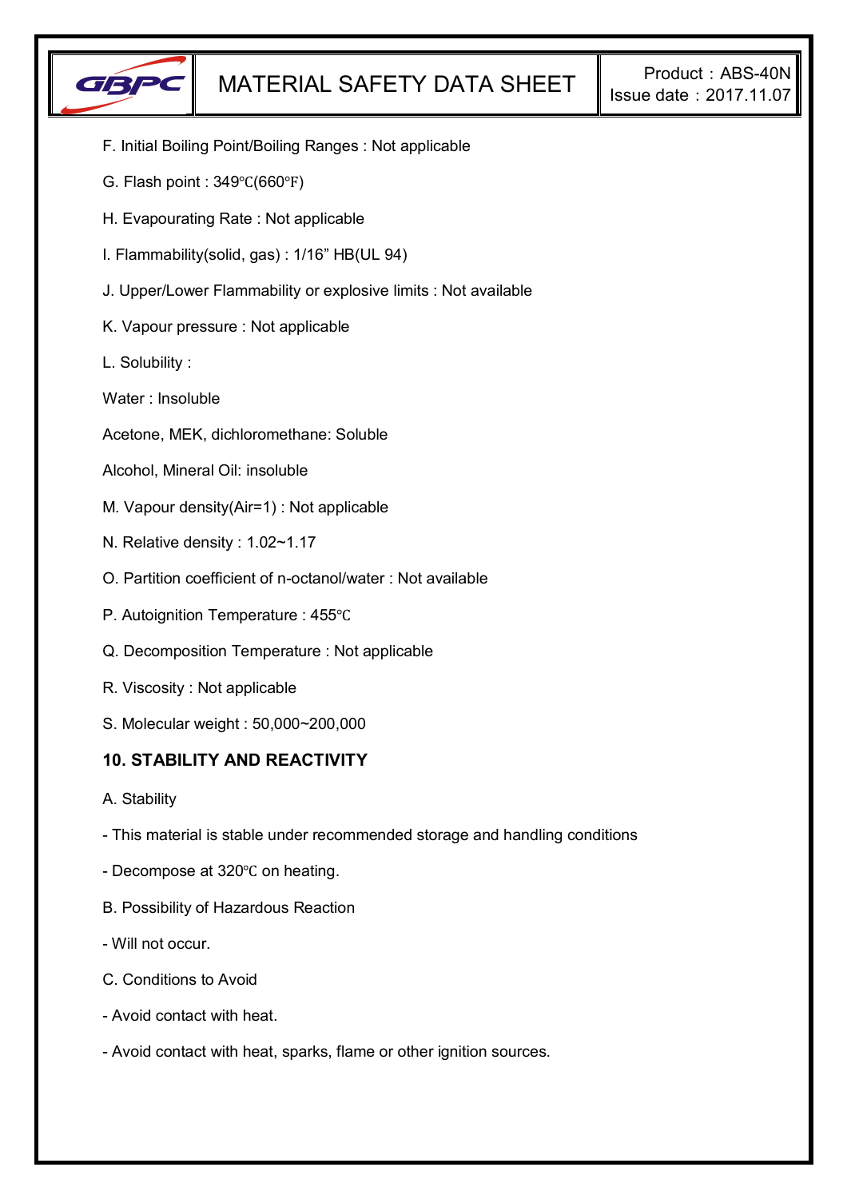F. Initial Boiling Point/Boiling Ranges : Not applicable

G. Flash point : 349℃(660℉)

H. Evapourating Rate : Not applicable

I. Flammability(solid, gas) : 1/16” HB(UL 94)

J. Upper/Lower Flammability or explosive limits : Not available

K. Vapour pressure : Not applicable

L. Solubility :

Water : Insoluble

Acetone, MEK, dichloromethane: Soluble

Alcohol, Mineral Oil: insoluble

M. Vapour density(Air=1) : Not applicable

N. Relative density : 1.02~1.17

O. Partition coefficient of n-octanol/water : Not available

P. Autoignition Temperature : 455℃

Q. Decomposition Temperature : Not applicable

R. Viscosity : Not applicable

S. Molecular weight : 50,000~200,000

## 10. STABILITY AND REACTIVITY

A. Stability

- This material is stable under recommended storage and handling conditions

- Decompose at 320℃ on heating.

B. Possibility of Hazardous Reaction

- Will not occur.

C. Conditions to Avoid

- Avoid contact with heat.

- Avoid contact with heat, sparks, flame or other ignition sources.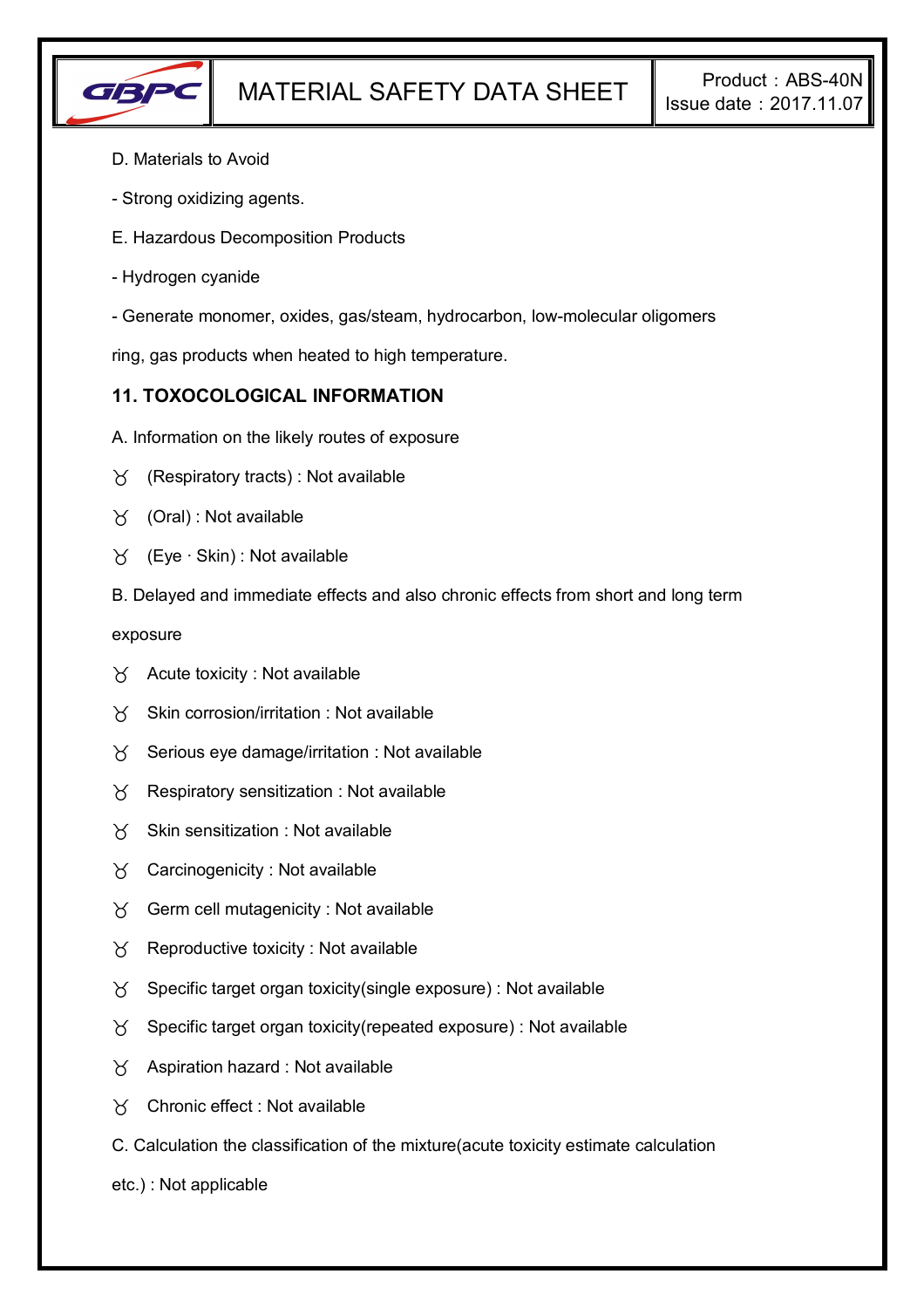D. Materials to Avoid

- Strong oxidizing agents.

E. Hazardous Decomposition Products

- Hydrogen cyanide

- Generate monomer, oxides, gas/steam, hydrocarbon, low-molecular oligomers ring, gas products when heated to high temperature.

## 11. TOXOCOLOGICAL INFORMATION

A. Information on the likely routes of exposure

- (Respiratory tracts) : Not available
- (Oral) : Not available
- (Eye · Skin) : Not available

B. Delayed and immediate effects and also chronic effects from short and long term exposure

- Acute toxicity : Not available
- Skin corrosion/irritation : Not available
- Serious eye damage/irritation : Not available
- Respiratory sensitization : Not available
- Skin sensitization : Not available
- Carcinogenicity : Not available
- Germ cell mutagenicity : Not available
- Reproductive toxicity : Not available
- Specific target organ toxicity(single exposure) : Not available
- Specific target organ toxicity(repeated exposure) : Not available
- Aspiration hazard : Not available
- Chronic effect : Not available

C. Calculation the classification of the mixture(acute toxicity estimate calculation etc.) : Not applicable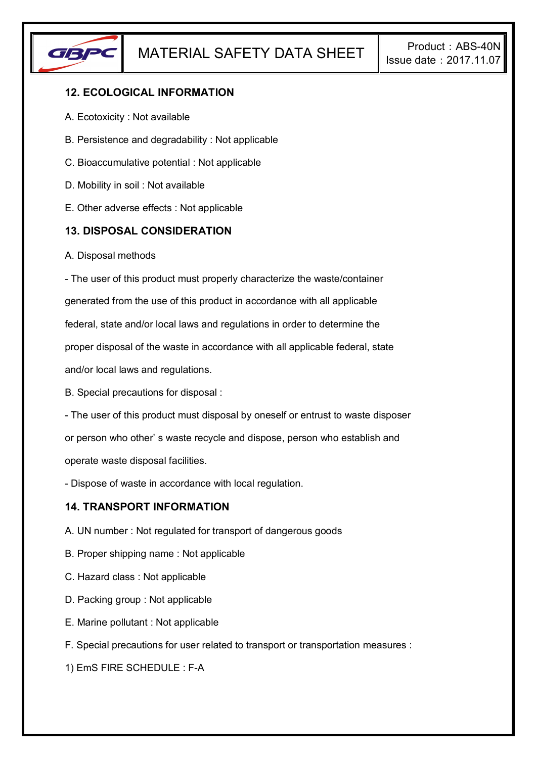## 12. ECOLOGICAL INFORMATION

A. Ecotoxicity : Not available

B. Persistence and degradability : Not applicable

C. Bioaccumulative potential : Not applicable

D. Mobility in soil : Not available

E. Other adverse effects : Not applicable

## 13. DISPOSAL CONSIDERATION

A. Disposal methods

- The user of this product must properly characterize the waste/container generated from the use of this product in accordance with all applicable federal, state and/or local laws and regulations in order to determine the proper disposal of the waste in accordance with all applicable federal, state and/or local laws and regulations.

B. Special precautions for disposal :

- The user of this product must disposal by oneself or entrust to waste disposer or person who other' s waste recycle and dispose, person who establish and operate waste disposal facilities.
- Dispose of waste in accordance with local regulation.

## 14. TRANSPORT INFORMATION

A. UN number : Not regulated for transport of dangerous goods

B. Proper shipping name : Not applicable

C. Hazard class : Not applicable

D. Packing group : Not applicable

E. Marine pollutant : Not applicable

F. Special precautions for user related to transport or transportation measures :

1) EmS FIRE SCHEDULE : F-A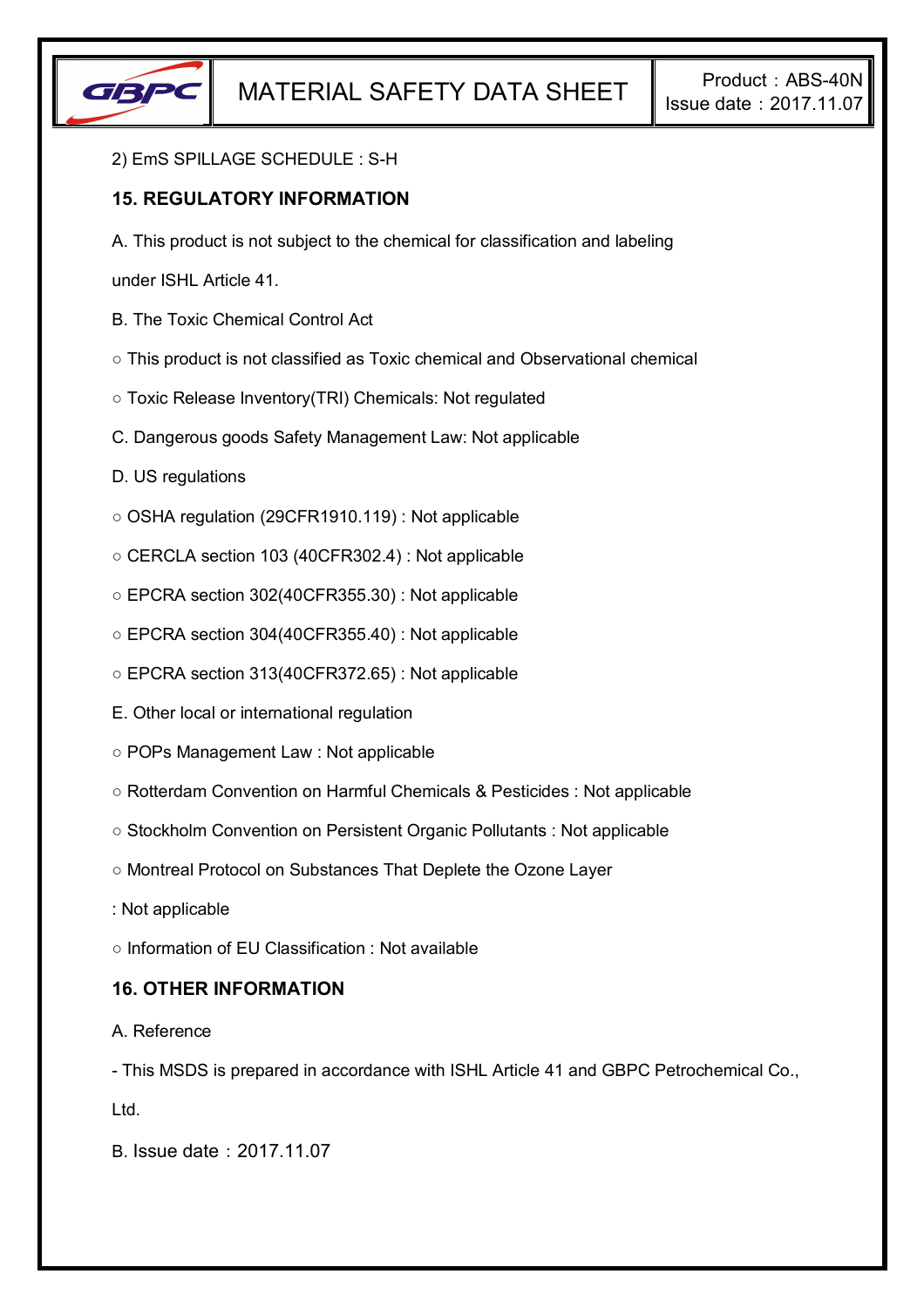2) EmS SPILLAGE SCHEDULE : S-H

## 15. REGULATORY INFORMATION

A. This product is not subject to the chemical for classification and labeling under ISHL Article 41.

B. The Toxic Chemical Control Act

○ This product is not classified as Toxic chemical and Observational chemical

○ Toxic Release Inventory(TRI) Chemicals: Not regulated

C. Dangerous goods Safety Management Law: Not applicable

D. US regulations

○ OSHA regulation (29CFR1910.119) : Not applicable

○ CERCLA section 103 (40CFR302.4) : Not applicable

○ EPCRA section 302(40CFR355.30) : Not applicable

○ EPCRA section 304(40CFR355.40) : Not applicable

○ EPCRA section 313(40CFR372.65) : Not applicable

E. Other local or international regulation

○ POPs Management Law : Not applicable

○ Rotterdam Convention on Harmful Chemicals & Pesticides : Not applicable

○ Stockholm Convention on Persistent Organic Pollutants : Not applicable

○ Montreal Protocol on Substances That Deplete the Ozone Layer : Not applicable

○ Information of EU Classification : Not available

## 16. OTHER INFORMATION

A. Reference

- This MSDS is prepared in accordance with ISHL Article 41 and GBPC Petrochemical Co., Ltd.

B. Issue date：2017.11.07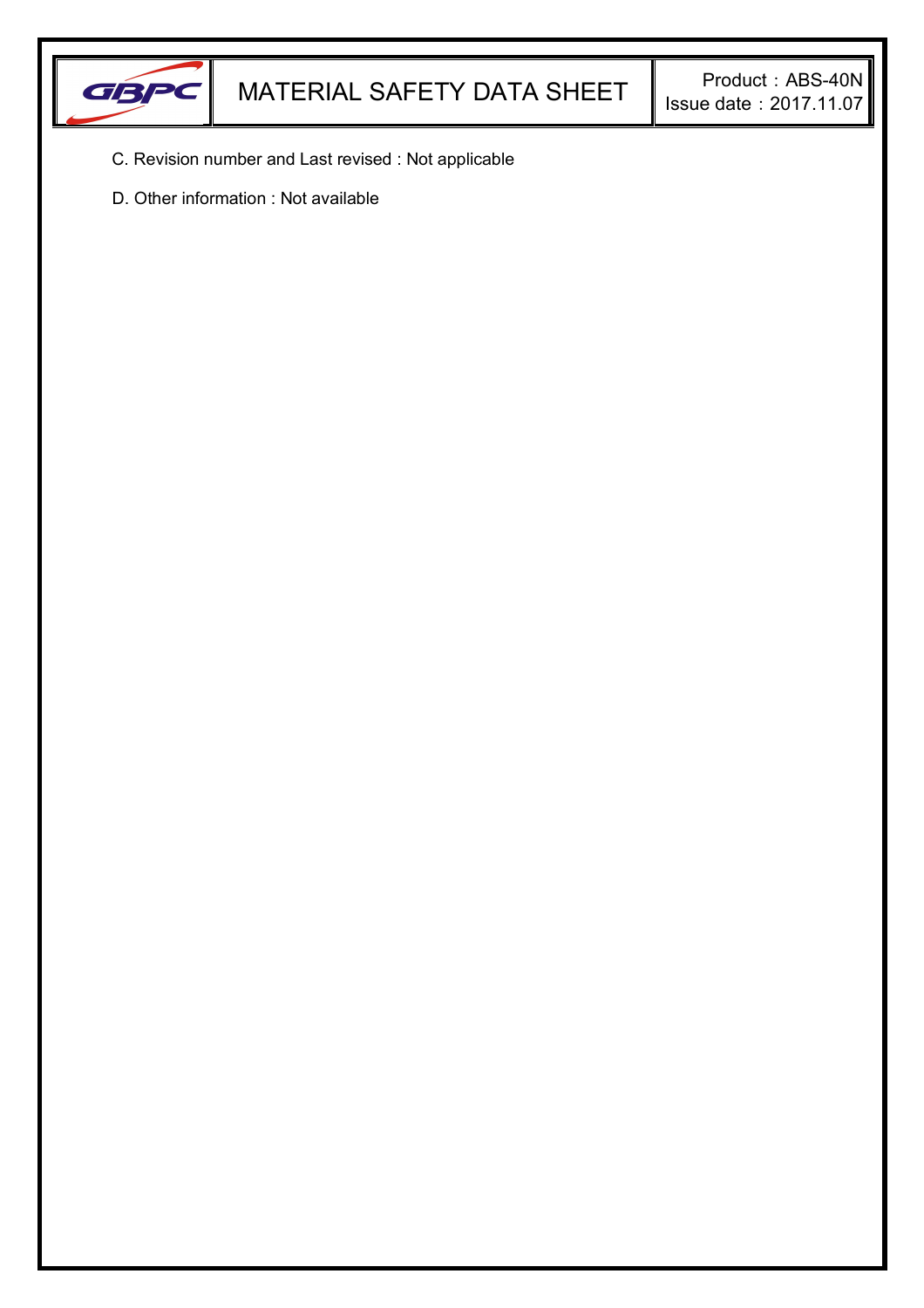C. Revision number and Last revised : Not applicable

D. Other information : Not available